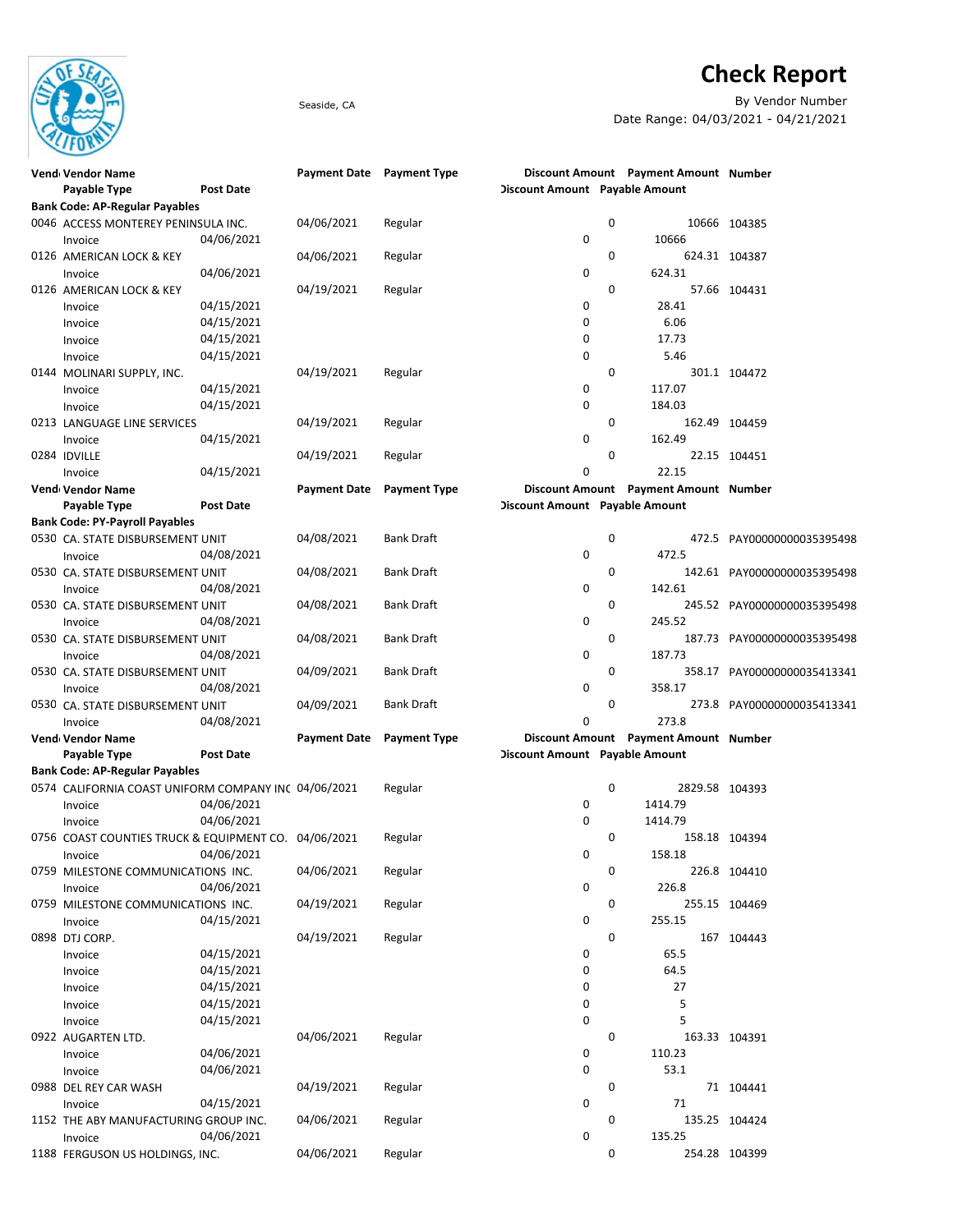# Check Report

Seaside, CA

By Vendor Number

Date Range: 04/03/2021 - 04/21/2021

| Vendor | Vendor Name | Payment Date | Payment Type | Discount Amount | Payment Amount | Number |
|---|---|---|---|---|---|---|
| | Payable Type / Post Date | | | Discount Amount | Payable Amount | |
| **Bank Code: AP-Regular Payables** | | | | | | |
| 0046 | ACCESS MONTEREY PENINSULA INC. | 04/06/2021 | Regular | 0 | 10666 | 104385 |
| | Invoice 04/06/2021 | | | 0 | 10666 | |
| 0126 | AMERICAN LOCK & KEY | 04/06/2021 | Regular | 0 | 624.31 | 104387 |
| | Invoice 04/06/2021 | | | 0 | 624.31 | |
| 0126 | AMERICAN LOCK & KEY | 04/19/2021 | Regular | 0 | 57.66 | 104431 |
| | Invoice 04/15/2021 | | | 0 | 28.41 | |
| | Invoice 04/15/2021 | | | 0 | 6.06 | |
| | Invoice 04/15/2021 | | | 0 | 17.73 | |
| | Invoice 04/15/2021 | | | 0 | 5.46 | |
| 0144 | MOLINARI SUPPLY, INC. | 04/19/2021 | Regular | 0 | 301.1 | 104472 |
| | Invoice 04/15/2021 | | | 0 | 117.07 | |
| | Invoice 04/15/2021 | | | 0 | 184.03 | |
| 0213 | LANGUAGE LINE SERVICES | 04/19/2021 | Regular | 0 | 162.49 | 104459 |
| | Invoice 04/15/2021 | | | 0 | 162.49 | |
| 0284 | IDVILLE | 04/19/2021 | Regular | 0 | 22.15 | 104451 |
| | Invoice 04/15/2021 | | | 0 | 22.15 | |
| **Bank Code: PY-Payroll Payables** | | | | | | |
| 0530 | CA. STATE DISBURSEMENT UNIT | 04/08/2021 | Bank Draft | 0 | 472.5 | PAY00000000035395498 |
| | Invoice 04/08/2021 | | | 0 | 472.5 | |
| 0530 | CA. STATE DISBURSEMENT UNIT | 04/08/2021 | Bank Draft | 0 | 142.61 | PAY00000000035395498 |
| | Invoice 04/08/2021 | | | 0 | 142.61 | |
| 0530 | CA. STATE DISBURSEMENT UNIT | 04/08/2021 | Bank Draft | 0 | 245.52 | PAY00000000035395498 |
| | Invoice 04/08/2021 | | | 0 | 245.52 | |
| 0530 | CA. STATE DISBURSEMENT UNIT | 04/08/2021 | Bank Draft | 0 | 187.73 | PAY00000000035395498 |
| | Invoice 04/08/2021 | | | 0 | 187.73 | |
| 0530 | CA. STATE DISBURSEMENT UNIT | 04/09/2021 | Bank Draft | 0 | 358.17 | PAY00000000035413341 |
| | Invoice 04/08/2021 | | | 0 | 358.17 | |
| 0530 | CA. STATE DISBURSEMENT UNIT | 04/09/2021 | Bank Draft | 0 | 273.8 | PAY00000000035413341 |
| | Invoice 04/08/2021 | | | 0 | 273.8 | |
| **Bank Code: AP-Regular Payables** | | | | | | |
| 0574 | CALIFORNIA COAST UNIFORM COMPANY INC | 04/06/2021 | Regular | 0 | 2829.58 | 104393 |
| | Invoice 04/06/2021 | | | 0 | 1414.79 | |
| | Invoice 04/06/2021 | | | 0 | 1414.79 | |
| 0756 | COAST COUNTIES TRUCK & EQUIPMENT CO. | 04/06/2021 | Regular | 0 | 158.18 | 104394 |
| | Invoice 04/06/2021 | | | 0 | 158.18 | |
| 0759 | MILESTONE COMMUNICATIONS INC. | 04/06/2021 | Regular | 0 | 226.8 | 104410 |
| | Invoice 04/06/2021 | | | 0 | 226.8 | |
| 0759 | MILESTONE COMMUNICATIONS INC. | 04/19/2021 | Regular | 0 | 255.15 | 104469 |
| | Invoice 04/15/2021 | | | 0 | 255.15 | |
| 0898 | DTJ CORP. | 04/19/2021 | Regular | 0 | 167 | 104443 |
| | Invoice 04/15/2021 | | | 0 | 65.5 | |
| | Invoice 04/15/2021 | | | 0 | 64.5 | |
| | Invoice 04/15/2021 | | | 0 | 27 | |
| | Invoice 04/15/2021 | | | 0 | 5 | |
| | Invoice 04/15/2021 | | | 0 | 5 | |
| 0922 | AUGARTEN LTD. | 04/06/2021 | Regular | 0 | 163.33 | 104391 |
| | Invoice 04/06/2021 | | | 0 | 110.23 | |
| | Invoice 04/06/2021 | | | 0 | 53.1 | |
| 0988 | DEL REY CAR WASH | 04/19/2021 | Regular | 0 | 71 | 104441 |
| | Invoice 04/15/2021 | | | 0 | 71 | |
| 1152 | THE ABY MANUFACTURING GROUP INC. | 04/06/2021 | Regular | 0 | 135.25 | 104424 |
| | Invoice 04/06/2021 | | | 0 | 135.25 | |
| 1188 | FERGUSON US HOLDINGS, INC. | 04/06/2021 | Regular | 0 | 254.28 | 104399 |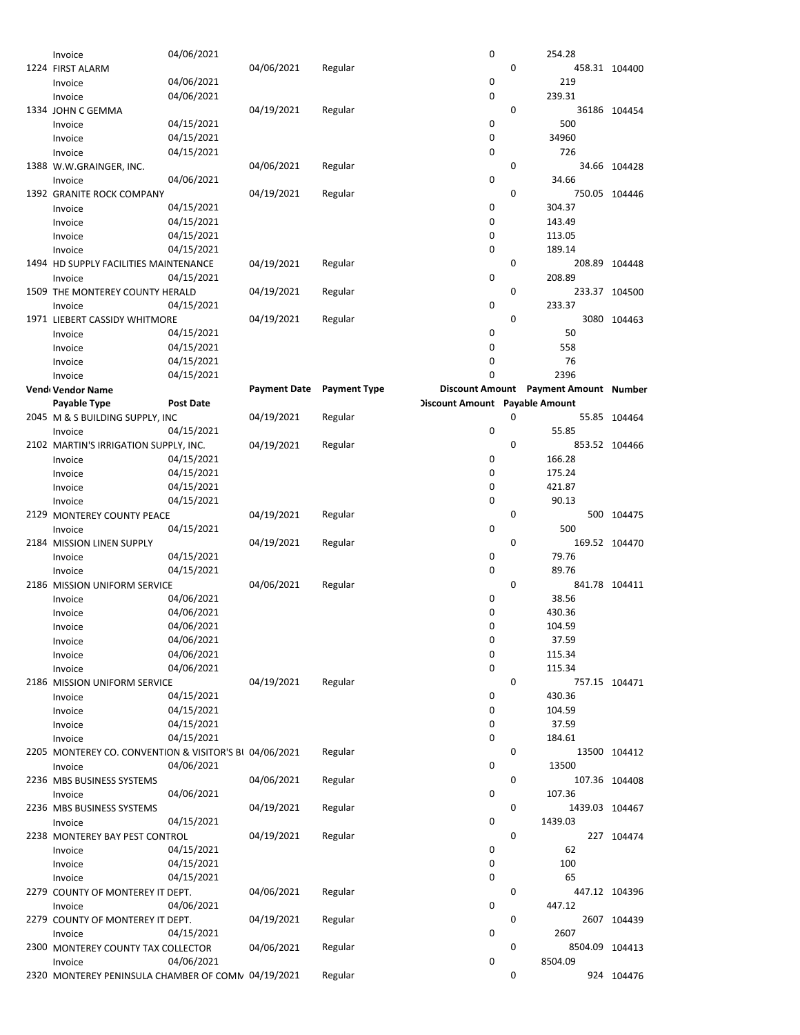| Vendor | Vendor Name | Payment Date | Payment Type | Discount Amount | Payment Amount | Number |
|---|---|---|---|---|---|---|
| | Payable Type / Post Date | | | Discount Amount | Payable Amount | |
| | Invoice 04/06/2021 | | | 0 | 254.28 | |
| 1224 | FIRST ALARM | 04/06/2021 | Regular | 0 | 458.31 | 104400 |
| | Invoice 04/06/2021 | | | 0 | 219 | |
| | Invoice 04/06/2021 | | | 0 | 239.31 | |
| 1334 | JOHN C GEMMA | 04/19/2021 | Regular | 0 | 36186 | 104454 |
| | Invoice 04/15/2021 | | | 0 | 500 | |
| | Invoice 04/15/2021 | | | 0 | 34960 | |
| | Invoice 04/15/2021 | | | 0 | 726 | |
| 1388 | W.W.GRAINGER, INC. | 04/06/2021 | Regular | 0 | 34.66 | 104428 |
| | Invoice 04/06/2021 | | | 0 | 34.66 | |
| 1392 | GRANITE ROCK COMPANY | 04/19/2021 | Regular | 0 | 750.05 | 104446 |
| | Invoice 04/15/2021 | | | 0 | 304.37 | |
| | Invoice 04/15/2021 | | | 0 | 143.49 | |
| | Invoice 04/15/2021 | | | 0 | 113.05 | |
| | Invoice 04/15/2021 | | | 0 | 189.14 | |
| 1494 | HD SUPPLY FACILITIES MAINTENANCE | 04/19/2021 | Regular | 0 | 208.89 | 104448 |
| | Invoice 04/15/2021 | | | 0 | 208.89 | |
| 1509 | THE MONTEREY COUNTY HERALD | 04/19/2021 | Regular | 0 | 233.37 | 104500 |
| | Invoice 04/15/2021 | | | 0 | 233.37 | |
| 1971 | LIEBERT CASSIDY WHITMORE | 04/19/2021 | Regular | 0 | 3080 | 104463 |
| | Invoice 04/15/2021 | | | 0 | 50 | |
| | Invoice 04/15/2021 | | | 0 | 558 | |
| | Invoice 04/15/2021 | | | 0 | 76 | |
| | Invoice 04/15/2021 | | | 0 | 2396 | |
| 2045 | M & S BUILDING SUPPLY, INC | 04/19/2021 | Regular | 0 | 55.85 | 104464 |
| | Invoice 04/15/2021 | | | 0 | 55.85 | |
| 2102 | MARTIN'S IRRIGATION SUPPLY, INC. | 04/19/2021 | Regular | 0 | 853.52 | 104466 |
| | Invoice 04/15/2021 | | | 0 | 166.28 | |
| | Invoice 04/15/2021 | | | 0 | 175.24 | |
| | Invoice 04/15/2021 | | | 0 | 421.87 | |
| | Invoice 04/15/2021 | | | 0 | 90.13 | |
| 2129 | MONTEREY COUNTY PEACE | 04/19/2021 | Regular | 0 | 500 | 104475 |
| | Invoice 04/15/2021 | | | 0 | 500 | |
| 2184 | MISSION LINEN SUPPLY | 04/19/2021 | Regular | 0 | 169.52 | 104470 |
| | Invoice 04/15/2021 | | | 0 | 79.76 | |
| | Invoice 04/15/2021 | | | 0 | 89.76 | |
| 2186 | MISSION UNIFORM SERVICE | 04/06/2021 | Regular | 0 | 841.78 | 104411 |
| | Invoice 04/06/2021 | | | 0 | 38.56 | |
| | Invoice 04/06/2021 | | | 0 | 430.36 | |
| | Invoice 04/06/2021 | | | 0 | 104.59 | |
| | Invoice 04/06/2021 | | | 0 | 37.59 | |
| | Invoice 04/06/2021 | | | 0 | 115.34 | |
| | Invoice 04/06/2021 | | | 0 | 115.34 | |
| 2186 | MISSION UNIFORM SERVICE | 04/19/2021 | Regular | 0 | 757.15 | 104471 |
| | Invoice 04/15/2021 | | | 0 | 430.36 | |
| | Invoice 04/15/2021 | | | 0 | 104.59 | |
| | Invoice 04/15/2021 | | | 0 | 37.59 | |
| | Invoice 04/15/2021 | | | 0 | 184.61 | |
| 2205 | MONTEREY CO. CONVENTION & VISITOR'S BU | 04/06/2021 | Regular | 0 | 13500 | 104412 |
| | Invoice 04/06/2021 | | | 0 | 13500 | |
| 2236 | MBS BUSINESS SYSTEMS | 04/06/2021 | Regular | 0 | 107.36 | 104408 |
| | Invoice 04/06/2021 | | | 0 | 107.36 | |
| 2236 | MBS BUSINESS SYSTEMS | 04/19/2021 | Regular | 0 | 1439.03 | 104467 |
| | Invoice 04/15/2021 | | | 0 | 1439.03 | |
| 2238 | MONTEREY BAY PEST CONTROL | 04/19/2021 | Regular | 0 | 227 | 104474 |
| | Invoice 04/15/2021 | | | 0 | 62 | |
| | Invoice 04/15/2021 | | | 0 | 100 | |
| | Invoice 04/15/2021 | | | 0 | 65 | |
| 2279 | COUNTY OF MONTEREY IT DEPT. | 04/06/2021 | Regular | 0 | 447.12 | 104396 |
| | Invoice 04/06/2021 | | | 0 | 447.12 | |
| 2279 | COUNTY OF MONTEREY IT DEPT. | 04/19/2021 | Regular | 0 | 2607 | 104439 |
| | Invoice 04/15/2021 | | | 0 | 2607 | |
| 2300 | MONTEREY COUNTY TAX COLLECTOR | 04/06/2021 | Regular | 0 | 8504.09 | 104413 |
| | Invoice 04/06/2021 | | | 0 | 8504.09 | |
| 2320 | MONTEREY PENINSULA CHAMBER OF COMM | 04/19/2021 | Regular | 0 | 924 | 104476 |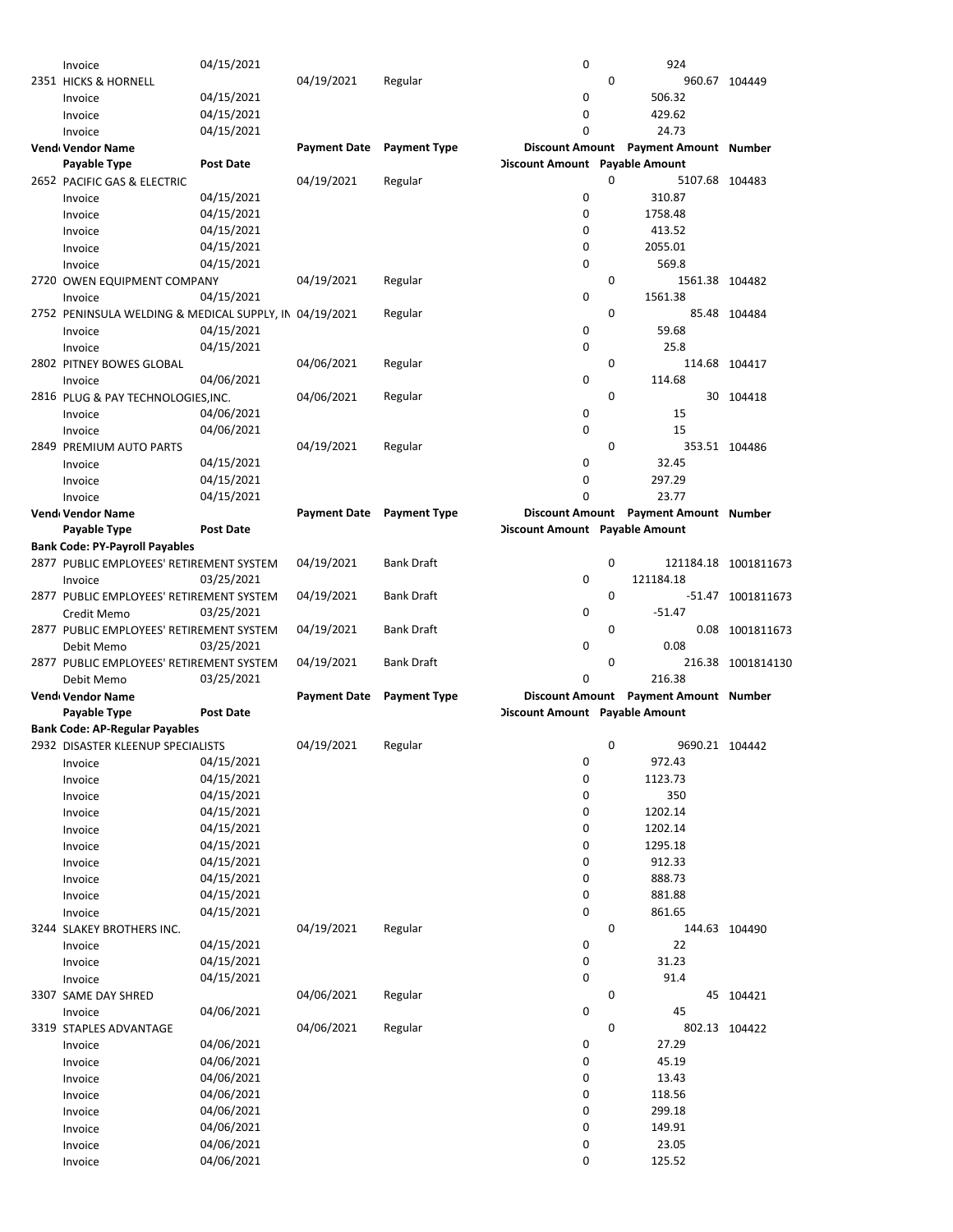| Vendor | Vendor Name | Payment Date | Payment Type | Discount Amount | Payment Amount | Number |
|---|---|---|---|---|---|---|
| | Payable Type | Post Date | | Discount Amount | Payable Amount | |
| | Invoice | 04/15/2021 | | 0 | 924 | |
| 2351 | HICKS & HORNELL | 04/19/2021 | Regular | 0 | 960.67 | 104449 |
| | Invoice | 04/15/2021 | | 0 | 506.32 | |
| | Invoice | 04/15/2021 | | 0 | 429.62 | |
| | Invoice | 04/15/2021 | | 0 | 24.73 | |
| Vend | Vendor Name | Payment Date | Payment Type | Discount Amount | Payment Amount | Number |
| | Payable Type | Post Date | | Discount Amount | Payable Amount | |
| 2652 | PACIFIC GAS & ELECTRIC | 04/19/2021 | Regular | 0 | 5107.68 | 104483 |
| | Invoice | 04/15/2021 | | 0 | 310.87 | |
| | Invoice | 04/15/2021 | | 0 | 1758.48 | |
| | Invoice | 04/15/2021 | | 0 | 413.52 | |
| | Invoice | 04/15/2021 | | 0 | 2055.01 | |
| | Invoice | 04/15/2021 | | 0 | 569.8 | |
| 2720 | OWEN EQUIPMENT COMPANY | 04/19/2021 | Regular | 0 | 1561.38 | 104482 |
| | Invoice | 04/15/2021 | | 0 | 1561.38 | |
| 2752 | PENINSULA WELDING & MEDICAL SUPPLY, IN | 04/19/2021 | Regular | 0 | 85.48 | 104484 |
| | Invoice | 04/15/2021 | | 0 | 59.68 | |
| | Invoice | 04/15/2021 | | 0 | 25.8 | |
| 2802 | PITNEY BOWES GLOBAL | 04/06/2021 | Regular | 0 | 114.68 | 104417 |
| | Invoice | 04/06/2021 | | 0 | 114.68 | |
| 2816 | PLUG & PAY TECHNOLOGIES,INC. | 04/06/2021 | Regular | 0 | 30 | 104418 |
| | Invoice | 04/06/2021 | | 0 | 15 | |
| | Invoice | 04/06/2021 | | 0 | 15 | |
| 2849 | PREMIUM AUTO PARTS | 04/19/2021 | Regular | 0 | 353.51 | 104486 |
| | Invoice | 04/15/2021 | | 0 | 32.45 | |
| | Invoice | 04/15/2021 | | 0 | 297.29 | |
| | Invoice | 04/15/2021 | | 0 | 23.77 | |
| Vend | Vendor Name | Payment Date | Payment Type | Discount Amount | Payment Amount | Number |
| | Payable Type | Post Date | | Discount Amount | Payable Amount | |
| **Bank Code: PY-Payroll Payables** | | | | | | |
| 2877 | PUBLIC EMPLOYEES' RETIREMENT SYSTEM | 04/19/2021 | Bank Draft | 0 | 121184.18 | 1001811673 |
| | Invoice | 03/25/2021 | | 0 | 121184.18 | |
| 2877 | PUBLIC EMPLOYEES' RETIREMENT SYSTEM | 04/19/2021 | Bank Draft | 0 | -51.47 | 1001811673 |
| | Credit Memo | 03/25/2021 | | 0 | -51.47 | |
| 2877 | PUBLIC EMPLOYEES' RETIREMENT SYSTEM | 04/19/2021 | Bank Draft | 0 | 0.08 | 1001811673 |
| | Debit Memo | 03/25/2021 | | 0 | 0.08 | |
| 2877 | PUBLIC EMPLOYEES' RETIREMENT SYSTEM | 04/19/2021 | Bank Draft | 0 | 216.38 | 1001814130 |
| | Debit Memo | 03/25/2021 | | 0 | 216.38 | |
| Vend | Vendor Name | Payment Date | Payment Type | Discount Amount | Payment Amount | Number |
| | Payable Type | Post Date | | Discount Amount | Payable Amount | |
| **Bank Code: AP-Regular Payables** | | | | | | |
| 2932 | DISASTER KLEENUP SPECIALISTS | 04/19/2021 | Regular | 0 | 9690.21 | 104442 |
| | Invoice | 04/15/2021 | | 0 | 972.43 | |
| | Invoice | 04/15/2021 | | 0 | 1123.73 | |
| | Invoice | 04/15/2021 | | 0 | 350 | |
| | Invoice | 04/15/2021 | | 0 | 1202.14 | |
| | Invoice | 04/15/2021 | | 0 | 1202.14 | |
| | Invoice | 04/15/2021 | | 0 | 1295.18 | |
| | Invoice | 04/15/2021 | | 0 | 912.33 | |
| | Invoice | 04/15/2021 | | 0 | 888.73 | |
| | Invoice | 04/15/2021 | | 0 | 881.88 | |
| | Invoice | 04/15/2021 | | 0 | 861.65 | |
| 3244 | SLAKEY BROTHERS INC. | 04/19/2021 | Regular | 0 | 144.63 | 104490 |
| | Invoice | 04/15/2021 | | 0 | 22 | |
| | Invoice | 04/15/2021 | | 0 | 31.23 | |
| | Invoice | 04/15/2021 | | 0 | 91.4 | |
| 3307 | SAME DAY SHRED | 04/06/2021 | Regular | 0 | 45 | 104421 |
| | Invoice | 04/06/2021 | | 0 | 45 | |
| 3319 | STAPLES ADVANTAGE | 04/06/2021 | Regular | 0 | 802.13 | 104422 |
| | Invoice | 04/06/2021 | | 0 | 27.29 | |
| | Invoice | 04/06/2021 | | 0 | 45.19 | |
| | Invoice | 04/06/2021 | | 0 | 13.43 | |
| | Invoice | 04/06/2021 | | 0 | 118.56 | |
| | Invoice | 04/06/2021 | | 0 | 299.18 | |
| | Invoice | 04/06/2021 | | 0 | 149.91 | |
| | Invoice | 04/06/2021 | | 0 | 23.05 | |
| | Invoice | 04/06/2021 | | 0 | 125.52 | |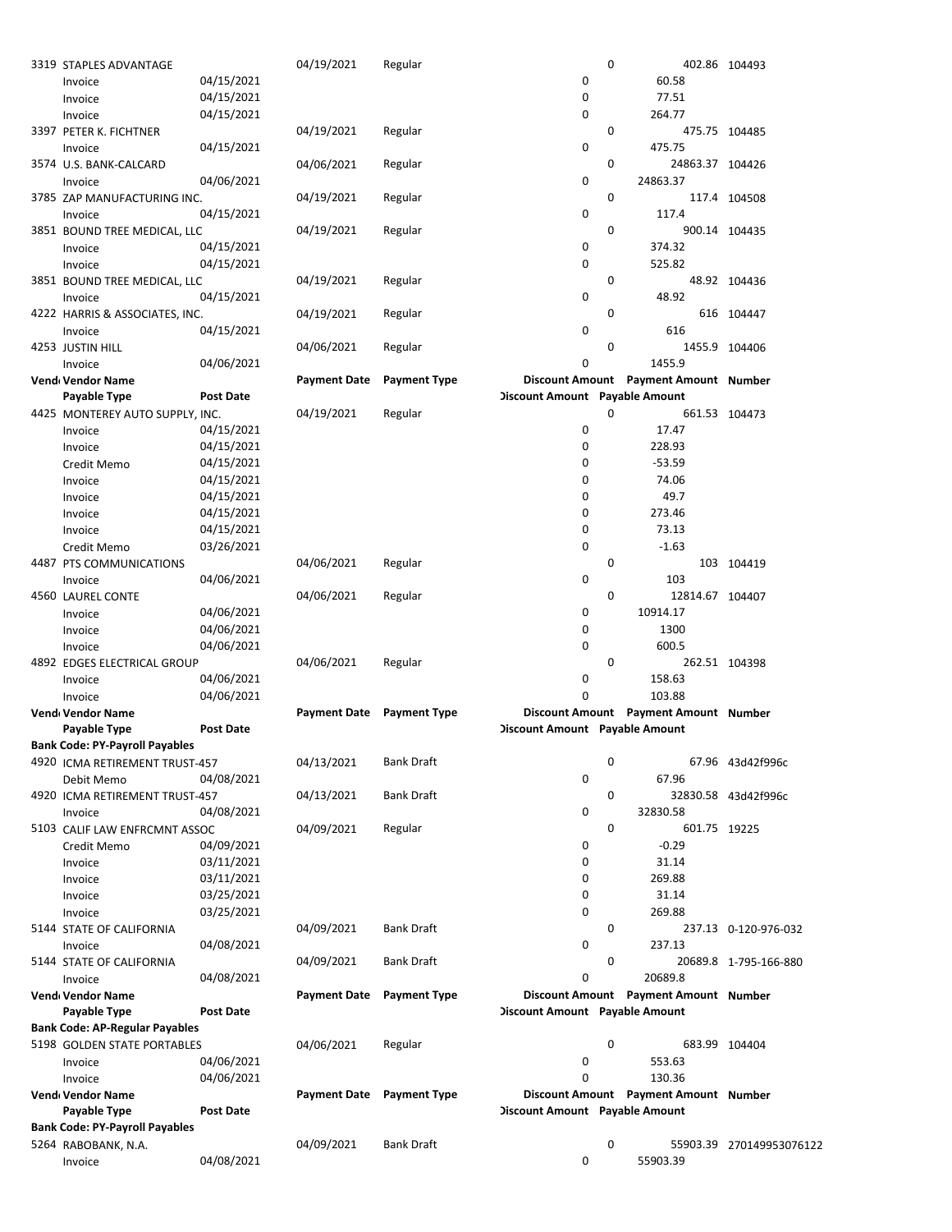| Vendor | Vendor Name / Payable Type | Post Date | Payment Date | Payment Type | Discount Amount | Payment Amount | Number |
|---|---|---|---|---|---|---|---|
| 3319 | STAPLES ADVANTAGE | | 04/19/2021 | Regular | 0 | 402.86 | 104493 |
| | Invoice | 04/15/2021 | | | 0 | 60.58 | |
| | Invoice | 04/15/2021 | | | 0 | 77.51 | |
| | Invoice | 04/15/2021 | | | 0 | 264.77 | |
| 3397 | PETER K. FICHTNER | | 04/19/2021 | Regular | 0 | 475.75 | 104485 |
| | Invoice | 04/15/2021 | | | 0 | 475.75 | |
| 3574 | U.S. BANK-CALCARD | | 04/06/2021 | Regular | 0 | 24863.37 | 104426 |
| | Invoice | 04/06/2021 | | | 0 | 24863.37 | |
| 3785 | ZAP MANUFACTURING INC. | | 04/19/2021 | Regular | 0 | 117.4 | 104508 |
| | Invoice | 04/15/2021 | | | 0 | 117.4 | |
| 3851 | BOUND TREE MEDICAL, LLC | | 04/19/2021 | Regular | 0 | 900.14 | 104435 |
| | Invoice | 04/15/2021 | | | 0 | 374.32 | |
| | Invoice | 04/15/2021 | | | 0 | 525.82 | |
| 3851 | BOUND TREE MEDICAL, LLC | | 04/19/2021 | Regular | 0 | 48.92 | 104436 |
| | Invoice | 04/15/2021 | | | 0 | 48.92 | |
| 4222 | HARRIS & ASSOCIATES, INC. | | 04/19/2021 | Regular | 0 | 616 | 104447 |
| | Invoice | 04/15/2021 | | | 0 | 616 | |
| 4253 | JUSTIN HILL | | 04/06/2021 | Regular | 0 | 1455.9 | 104406 |
| | Invoice | 04/06/2021 | | | 0 | 1455.9 | |

| Vendor | Vendor Name / Payable Type | Post Date | Payment Date | Payment Type | Discount Amount | Payment Amount / Payable Amount | Number |
|---|---|---|---|---|---|---|---|
| 4425 | MONTEREY AUTO SUPPLY, INC. | | 04/19/2021 | Regular | 0 | 661.53 | 104473 |
| | Invoice | 04/15/2021 | | | 0 | 17.47 | |
| | Invoice | 04/15/2021 | | | 0 | 228.93 | |
| | Credit Memo | 04/15/2021 | | | 0 | -53.59 | |
| | Invoice | 04/15/2021 | | | 0 | 74.06 | |
| | Invoice | 04/15/2021 | | | 0 | 49.7 | |
| | Invoice | 04/15/2021 | | | 0 | 273.46 | |
| | Invoice | 04/15/2021 | | | 0 | 73.13 | |
| | Credit Memo | 03/26/2021 | | | 0 | -1.63 | |
| 4487 | PTS COMMUNICATIONS | | 04/06/2021 | Regular | 0 | 103 | 104419 |
| | Invoice | 04/06/2021 | | | 0 | 103 | |
| 4560 | LAUREL CONTE | | 04/06/2021 | Regular | 0 | 12814.67 | 104407 |
| | Invoice | 04/06/2021 | | | 0 | 10914.17 | |
| | Invoice | 04/06/2021 | | | 0 | 1300 | |
| | Invoice | 04/06/2021 | | | 0 | 600.5 | |
| 4892 | EDGES ELECTRICAL GROUP | | 04/06/2021 | Regular | 0 | 262.51 | 104398 |
| | Invoice | 04/06/2021 | | | 0 | 158.63 | |
| | Invoice | 04/06/2021 | | | 0 | 103.88 | |

**Bank Code: PY-Payroll Payables**

| Vendor | Vendor Name / Payable Type | Post Date | Payment Date | Payment Type | Discount Amount | Payment Amount / Payable Amount | Number |
|---|---|---|---|---|---|---|---|
| 4920 | ICMA RETIREMENT TRUST-457 | | 04/13/2021 | Bank Draft | 0 | 67.96 | 43d42f996c |
| | Debit Memo | 04/08/2021 | | | 0 | 67.96 | |
| 4920 | ICMA RETIREMENT TRUST-457 | | 04/13/2021 | Bank Draft | 0 | 32830.58 | 43d42f996c |
| | Invoice | 04/08/2021 | | | 0 | 32830.58 | |
| 5103 | CALIF LAW ENFRCMNT ASSOC | | 04/09/2021 | Regular | 0 | 601.75 | 19225 |
| | Credit Memo | 04/09/2021 | | | 0 | -0.29 | |
| | Invoice | 03/11/2021 | | | 0 | 31.14 | |
| | Invoice | 03/11/2021 | | | 0 | 269.88 | |
| | Invoice | 03/25/2021 | | | 0 | 31.14 | |
| | Invoice | 03/25/2021 | | | 0 | 269.88 | |
| 5144 | STATE OF CALIFORNIA | | 04/09/2021 | Bank Draft | 0 | 237.13 | 0-120-976-032 |
| | Invoice | 04/08/2021 | | | 0 | 237.13 | |
| 5144 | STATE OF CALIFORNIA | | 04/09/2021 | Bank Draft | 0 | 20689.8 | 1-795-166-880 |
| | Invoice | 04/08/2021 | | | 0 | 20689.8 | |

**Bank Code: AP-Regular Payables**

| Vendor | Vendor Name / Payable Type | Post Date | Payment Date | Payment Type | Discount Amount | Payment Amount / Payable Amount | Number |
|---|---|---|---|---|---|---|---|
| 5198 | GOLDEN STATE PORTABLES | | 04/06/2021 | Regular | 0 | 683.99 | 104404 |
| | Invoice | 04/06/2021 | | | 0 | 553.63 | |
| | Invoice | 04/06/2021 | | | 0 | 130.36 | |

**Bank Code: PY-Payroll Payables**

| Vendor | Vendor Name / Payable Type | Post Date | Payment Date | Payment Type | Discount Amount | Payment Amount / Payable Amount | Number |
|---|---|---|---|---|---|---|---|
| 5264 | RABOBANK, N.A. | | 04/09/2021 | Bank Draft | 0 | 55903.39 | 270149953076122 |
| | Invoice | 04/08/2021 | | | 0 | 55903.39 | |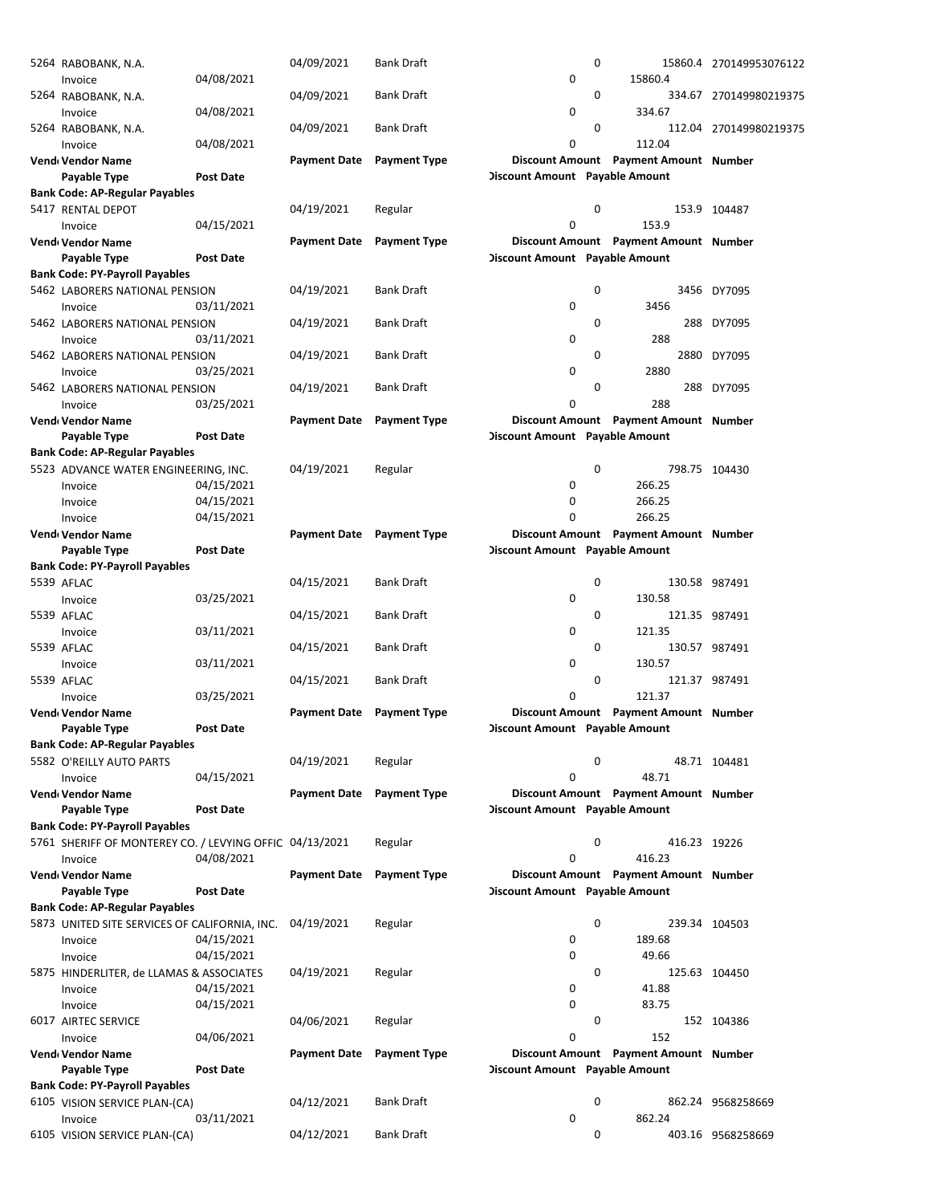| Vendor | Vendor Name | Post Date | Payment Date | Payment Type | Discount Amount | Payment Amount | Number |
|---|---|---|---|---|---|---|---|
| 5264 | RABOBANK, N.A. | | 04/09/2021 | Bank Draft | 0 | 15860.4 | 270149953076122 |
| | Invoice | 04/08/2021 | | | 0 | 15860.4 | |
| 5264 | RABOBANK, N.A. | | 04/09/2021 | Bank Draft | 0 | 334.67 | 270149980219375 |
| | Invoice | 04/08/2021 | | | 0 | 334.67 | |
| 5264 | RABOBANK, N.A. | | 04/09/2021 | Bank Draft | 0 | 112.04 | 270149980219375 |
| | Invoice | 04/08/2021 | | | 0 | 112.04 | |
| Vendor | Vendor Name | | Payment Date | Payment Type | Discount Amount | Payment Amount | Number |
| | Payable Type | Post Date | | | Discount Amount | Payable Amount | |
| | **Bank Code: AP-Regular Payables** | | | | | | |
| 5417 | RENTAL DEPOT | | 04/19/2021 | Regular | 0 | 153.9 | 104487 |
| | Invoice | 04/15/2021 | | | 0 | 153.9 | |
| Vendor | Vendor Name | | Payment Date | Payment Type | Discount Amount | Payment Amount | Number |
| | Payable Type | Post Date | | | Discount Amount | Payable Amount | |
| | **Bank Code: PY-Payroll Payables** | | | | | | |
| 5462 | LABORERS NATIONAL PENSION | | 04/19/2021 | Bank Draft | 0 | 3456 | DY7095 |
| | Invoice | 03/11/2021 | | | 0 | 3456 | |
| 5462 | LABORERS NATIONAL PENSION | | 04/19/2021 | Bank Draft | 0 | 288 | DY7095 |
| | Invoice | 03/11/2021 | | | 0 | 288 | |
| 5462 | LABORERS NATIONAL PENSION | | 04/19/2021 | Bank Draft | 0 | 2880 | DY7095 |
| | Invoice | 03/25/2021 | | | 0 | 2880 | |
| 5462 | LABORERS NATIONAL PENSION | | 04/19/2021 | Bank Draft | 0 | 288 | DY7095 |
| | Invoice | 03/25/2021 | | | 0 | 288 | |
| Vendor | Vendor Name | | Payment Date | Payment Type | Discount Amount | Payment Amount | Number |
| | Payable Type | Post Date | | | Discount Amount | Payable Amount | |
| | **Bank Code: AP-Regular Payables** | | | | | | |
| 5523 | ADVANCE WATER ENGINEERING, INC. | | 04/19/2021 | Regular | 0 | 798.75 | 104430 |
| | Invoice | 04/15/2021 | | | 0 | 266.25 | |
| | Invoice | 04/15/2021 | | | 0 | 266.25 | |
| | Invoice | 04/15/2021 | | | 0 | 266.25 | |
| Vendor | Vendor Name | | Payment Date | Payment Type | Discount Amount | Payment Amount | Number |
| | Payable Type | Post Date | | | Discount Amount | Payable Amount | |
| | **Bank Code: PY-Payroll Payables** | | | | | | |
| 5539 | AFLAC | | 04/15/2021 | Bank Draft | 0 | 130.58 | 987491 |
| | Invoice | 03/25/2021 | | | 0 | 130.58 | |
| 5539 | AFLAC | | 04/15/2021 | Bank Draft | 0 | 121.35 | 987491 |
| | Invoice | 03/11/2021 | | | 0 | 121.35 | |
| 5539 | AFLAC | | 04/15/2021 | Bank Draft | 0 | 130.57 | 987491 |
| | Invoice | 03/11/2021 | | | 0 | 130.57 | |
| 5539 | AFLAC | | 04/15/2021 | Bank Draft | 0 | 121.37 | 987491 |
| | Invoice | 03/25/2021 | | | 0 | 121.37 | |
| Vendor | Vendor Name | | Payment Date | Payment Type | Discount Amount | Payment Amount | Number |
| | Payable Type | Post Date | | | Discount Amount | Payable Amount | |
| | **Bank Code: AP-Regular Payables** | | | | | | |
| 5582 | O'REILLY AUTO PARTS | | 04/19/2021 | Regular | 0 | 48.71 | 104481 |
| | Invoice | 04/15/2021 | | | 0 | 48.71 | |
| Vendor | Vendor Name | | Payment Date | Payment Type | Discount Amount | Payment Amount | Number |
| | Payable Type | Post Date | | | Discount Amount | Payable Amount | |
| | **Bank Code: PY-Payroll Payables** | | | | | | |
| 5761 | SHERIFF OF MONTEREY CO. / LEVYING OFFIC | | 04/13/2021 | Regular | 0 | 416.23 | 19226 |
| | Invoice | 04/08/2021 | | | 0 | 416.23 | |
| Vendor | Vendor Name | | Payment Date | Payment Type | Discount Amount | Payment Amount | Number |
| | Payable Type | Post Date | | | Discount Amount | Payable Amount | |
| | **Bank Code: AP-Regular Payables** | | | | | | |
| 5873 | UNITED SITE SERVICES OF CALIFORNIA, INC. | | 04/19/2021 | Regular | 0 | 239.34 | 104503 |
| | Invoice | 04/15/2021 | | | 0 | 189.68 | |
| | Invoice | 04/15/2021 | | | 0 | 49.66 | |
| 5875 | HINDERLITER, de LLAMAS & ASSOCIATES | | 04/19/2021 | Regular | 0 | 125.63 | 104450 |
| | Invoice | 04/15/2021 | | | 0 | 41.88 | |
| | Invoice | 04/15/2021 | | | 0 | 83.75 | |
| 6017 | AIRTEC SERVICE | | 04/06/2021 | Regular | 0 | 152 | 104386 |
| | Invoice | 04/06/2021 | | | 0 | 152 | |
| Vendor | Vendor Name | | Payment Date | Payment Type | Discount Amount | Payment Amount | Number |
| | Payable Type | Post Date | | | Discount Amount | Payable Amount | |
| | **Bank Code: PY-Payroll Payables** | | | | | | |
| 6105 | VISION SERVICE PLAN-(CA) | | 04/12/2021 | Bank Draft | 0 | 862.24 | 9568258669 |
| | Invoice | 03/11/2021 | | | 0 | 862.24 | |
| 6105 | VISION SERVICE PLAN-(CA) | | 04/12/2021 | Bank Draft | 0 | 403.16 | 9568258669 |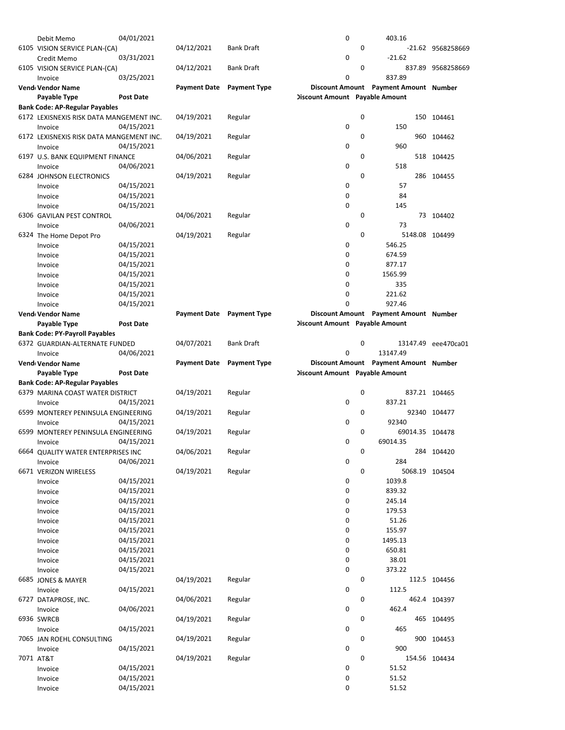| Vendor | Vendor Name | Payment Date | Payment Type | Discount Amount | Payment Amount | Number |
|---|---|---|---|---|---|---|
| | Payable Type / Post Date | | | Discount Amount | Payable Amount | |
| | Debit Memo 04/01/2021 | | | 0 | 403.16 | |
| 6105 | VISION SERVICE PLAN-(CA) | 04/12/2021 | Bank Draft | 0 | -21.62 | 9568258669 |
| | Credit Memo 03/31/2021 | | | 0 | -21.62 | |
| 6105 | VISION SERVICE PLAN-(CA) | 04/12/2021 | Bank Draft | 0 | 837.89 | 9568258669 |
| | Invoice 03/25/2021 | | | 0 | 837.89 | |

| Vendor | Vendor Name | Payment Date | Payment Type | Discount Amount | Payment Amount | Number |
|---|---|---|---|---|---|---|
| | Payable Type / Post Date | | | Discount Amount | Payable Amount | |
| **Bank Code: AP-Regular Payables** | | | | | | |
| 6172 | LEXISNEXIS RISK DATA MANGEMENT INC. | 04/19/2021 | Regular | 0 | 150 | 104461 |
| | Invoice 04/15/2021 | | | 0 | 150 | |
| 6172 | LEXISNEXIS RISK DATA MANGEMENT INC. | 04/19/2021 | Regular | 0 | 960 | 104462 |
| | Invoice 04/15/2021 | | | 0 | 960 | |
| 6197 | U.S. BANK EQUIPMENT FINANCE | 04/06/2021 | Regular | 0 | 518 | 104425 |
| | Invoice 04/06/2021 | | | 0 | 518 | |
| 6284 | JOHNSON ELECTRONICS | 04/19/2021 | Regular | 0 | 286 | 104455 |
| | Invoice 04/15/2021 | | | 0 | 57 | |
| | Invoice 04/15/2021 | | | 0 | 84 | |
| | Invoice 04/15/2021 | | | 0 | 145 | |
| 6306 | GAVILAN PEST CONTROL | 04/06/2021 | Regular | 0 | 73 | 104402 |
| | Invoice 04/06/2021 | | | 0 | 73 | |
| 6324 | The Home Depot Pro | 04/19/2021 | Regular | 0 | 5148.08 | 104499 |
| | Invoice 04/15/2021 | | | 0 | 546.25 | |
| | Invoice 04/15/2021 | | | 0 | 674.59 | |
| | Invoice 04/15/2021 | | | 0 | 877.17 | |
| | Invoice 04/15/2021 | | | 0 | 1565.99 | |
| | Invoice 04/15/2021 | | | 0 | 335 | |
| | Invoice 04/15/2021 | | | 0 | 221.62 | |
| | Invoice 04/15/2021 | | | 0 | 927.46 | |

| Vendor | Vendor Name | Payment Date | Payment Type | Discount Amount | Payment Amount | Number |
|---|---|---|---|---|---|---|
| | Payable Type / Post Date | | | Discount Amount | Payable Amount | |
| **Bank Code: PY-Payroll Payables** | | | | | | |
| 6372 | GUARDIAN-ALTERNATE FUNDED | 04/07/2021 | Bank Draft | 0 | 13147.49 | eee470ca01 |
| | Invoice 04/06/2021 | | | 0 | 13147.49 | |

| Vendor | Vendor Name | Payment Date | Payment Type | Discount Amount | Payment Amount | Number |
|---|---|---|---|---|---|---|
| | Payable Type / Post Date | | | Discount Amount | Payable Amount | |
| **Bank Code: AP-Regular Payables** | | | | | | |
| 6379 | MARINA COAST WATER DISTRICT | 04/19/2021 | Regular | 0 | 837.21 | 104465 |
| | Invoice 04/15/2021 | | | 0 | 837.21 | |
| 6599 | MONTEREY PENINSULA ENGINEERING | 04/19/2021 | Regular | 0 | 92340 | 104477 |
| | Invoice 04/15/2021 | | | 0 | 92340 | |
| 6599 | MONTEREY PENINSULA ENGINEERING | 04/19/2021 | Regular | 0 | 69014.35 | 104478 |
| | Invoice 04/15/2021 | | | 0 | 69014.35 | |
| 6664 | QUALITY WATER ENTERPRISES INC | 04/06/2021 | Regular | 0 | 284 | 104420 |
| | Invoice 04/06/2021 | | | 0 | 284 | |
| 6671 | VERIZON WIRELESS | 04/19/2021 | Regular | 0 | 5068.19 | 104504 |
| | Invoice 04/15/2021 | | | 0 | 1039.8 | |
| | Invoice 04/15/2021 | | | 0 | 839.32 | |
| | Invoice 04/15/2021 | | | 0 | 245.14 | |
| | Invoice 04/15/2021 | | | 0 | 179.53 | |
| | Invoice 04/15/2021 | | | 0 | 51.26 | |
| | Invoice 04/15/2021 | | | 0 | 155.97 | |
| | Invoice 04/15/2021 | | | 0 | 1495.13 | |
| | Invoice 04/15/2021 | | | 0 | 650.81 | |
| | Invoice 04/15/2021 | | | 0 | 38.01 | |
| | Invoice 04/15/2021 | | | 0 | 373.22 | |
| 6685 | JONES & MAYER | 04/19/2021 | Regular | 0 | 112.5 | 104456 |
| | Invoice 04/15/2021 | | | 0 | 112.5 | |
| 6727 | DATAPROSE, INC. | 04/06/2021 | Regular | 0 | 462.4 | 104397 |
| | Invoice 04/06/2021 | | | 0 | 462.4 | |
| 6936 | SWRCB | 04/19/2021 | Regular | 0 | 465 | 104495 |
| | Invoice 04/15/2021 | | | 0 | 465 | |
| 7065 | JAN ROEHL CONSULTING | 04/19/2021 | Regular | 0 | 900 | 104453 |
| | Invoice 04/15/2021 | | | 0 | 900 | |
| 7071 | AT&T | 04/19/2021 | Regular | 0 | 154.56 | 104434 |
| | Invoice 04/15/2021 | | | 0 | 51.52 | |
| | Invoice 04/15/2021 | | | 0 | 51.52 | |
| | Invoice 04/15/2021 | | | 0 | 51.52 | |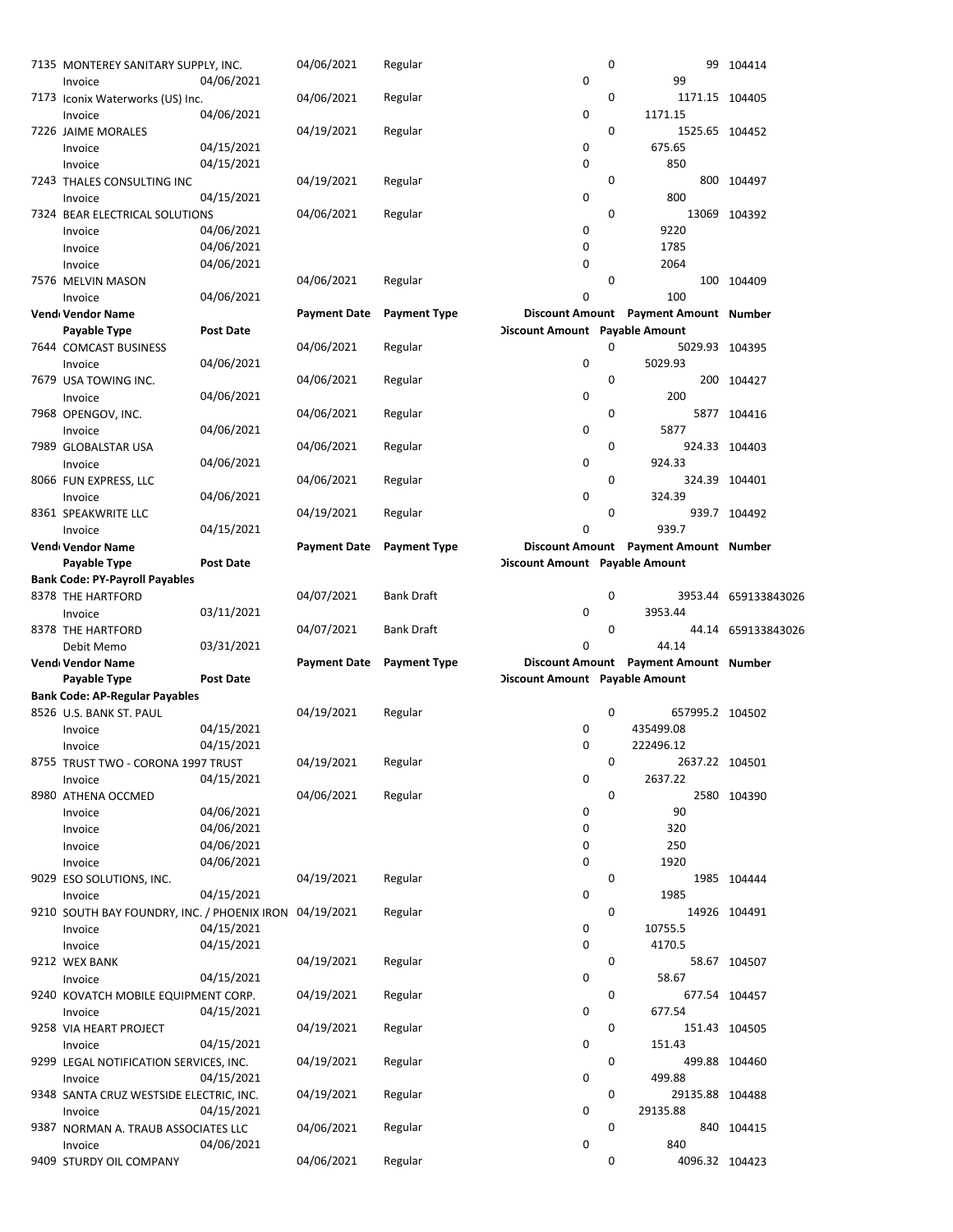| Vendor | Vendor Name | Payment Date | Payment Type | Discount Amount | Payment Amount | Number |
|---|---|---|---|---|---|---|
| | Payable Type / Post Date | | | Discount Amount | Payable Amount | |
| 7135 | MONTEREY SANITARY SUPPLY, INC. | 04/06/2021 | Regular | 0 | 99 | 104414 |
| | Invoice 04/06/2021 | | | 0 | 99 | |
| 7173 | Iconix Waterworks (US) Inc. | 04/06/2021 | Regular | 0 | 1171.15 | 104405 |
| | Invoice 04/06/2021 | | | 0 | 1171.15 | |
| 7226 | JAIME MORALES | 04/19/2021 | Regular | 0 | 1525.65 | 104452 |
| | Invoice 04/15/2021 | | | 0 | 675.65 | |
| | Invoice 04/15/2021 | | | 0 | 850 | |
| 7243 | THALES CONSULTING INC | 04/19/2021 | Regular | 0 | 800 | 104497 |
| | Invoice 04/15/2021 | | | 0 | 800 | |
| 7324 | BEAR ELECTRICAL SOLUTIONS | 04/06/2021 | Regular | 0 | 13069 | 104392 |
| | Invoice 04/06/2021 | | | 0 | 9220 | |
| | Invoice 04/06/2021 | | | 0 | 1785 | |
| | Invoice 04/06/2021 | | | 0 | 2064 | |
| 7576 | MELVIN MASON | 04/06/2021 | Regular | 0 | 100 | 104409 |
| | Invoice 04/06/2021 | | | 0 | 100 | |

| Vendor | Vendor Name | Payment Date | Payment Type | Discount Amount | Payment Amount | Number |
|---|---|---|---|---|---|---|
| | Payable Type / Post Date | | | Discount Amount | Payable Amount | |
| 7644 | COMCAST BUSINESS | 04/06/2021 | Regular | 0 | 5029.93 | 104395 |
| | Invoice 04/06/2021 | | | 0 | 5029.93 | |
| 7679 | USA TOWING INC. | 04/06/2021 | Regular | 0 | 200 | 104427 |
| | Invoice 04/06/2021 | | | 0 | 200 | |
| 7968 | OPENGOV, INC. | 04/06/2021 | Regular | 0 | 5877 | 104416 |
| | Invoice 04/06/2021 | | | 0 | 5877 | |
| 7989 | GLOBALSTAR USA | 04/06/2021 | Regular | 0 | 924.33 | 104403 |
| | Invoice 04/06/2021 | | | 0 | 924.33 | |
| 8066 | FUN EXPRESS, LLC | 04/06/2021 | Regular | 0 | 324.39 | 104401 |
| | Invoice 04/06/2021 | | | 0 | 324.39 | |
| 8361 | SPEAKWRITE LLC | 04/19/2021 | Regular | 0 | 939.7 | 104492 |
| | Invoice 04/15/2021 | | | 0 | 939.7 | |

| Vendor | Vendor Name | Payment Date | Payment Type | Discount Amount | Payment Amount | Number |
|---|---|---|---|---|---|---|
| | Payable Type / Post Date | | | Discount Amount | Payable Amount | |
| **Bank Code: PY-Payroll Payables** | | | | | | |
| 8378 | THE HARTFORD | 04/07/2021 | Bank Draft | 0 | 3953.44 | 659133843026 |
| | Invoice 03/11/2021 | | | 0 | 3953.44 | |
| 8378 | THE HARTFORD | 04/07/2021 | Bank Draft | 0 | 44.14 | 659133843026 |
| | Debit Memo 03/31/2021 | | | 0 | 44.14 | |

| Vendor | Vendor Name | Payment Date | Payment Type | Discount Amount | Payment Amount | Number |
|---|---|---|---|---|---|---|
| | Payable Type / Post Date | | | Discount Amount | Payable Amount | |
| **Bank Code: AP-Regular Payables** | | | | | | |
| 8526 | U.S. BANK ST. PAUL | 04/19/2021 | Regular | 0 | 657995.2 | 104502 |
| | Invoice 04/15/2021 | | | 0 | 435499.08 | |
| | Invoice 04/15/2021 | | | 0 | 222496.12 | |
| 8755 | TRUST TWO - CORONA 1997 TRUST | 04/19/2021 | Regular | 0 | 2637.22 | 104501 |
| | Invoice 04/15/2021 | | | 0 | 2637.22 | |
| 8980 | ATHENA OCCMED | 04/06/2021 | Regular | 0 | 2580 | 104390 |
| | Invoice 04/06/2021 | | | 0 | 90 | |
| | Invoice 04/06/2021 | | | 0 | 320 | |
| | Invoice 04/06/2021 | | | 0 | 250 | |
| | Invoice 04/06/2021 | | | 0 | 1920 | |
| 9029 | ESO SOLUTIONS, INC. | 04/19/2021 | Regular | 0 | 1985 | 104444 |
| | Invoice 04/15/2021 | | | 0 | 1985 | |
| 9210 | SOUTH BAY FOUNDRY, INC. / PHOENIX IRON | 04/19/2021 | Regular | 0 | 14926 | 104491 |
| | Invoice 04/15/2021 | | | 0 | 10755.5 | |
| | Invoice 04/15/2021 | | | 0 | 4170.5 | |
| 9212 | WEX BANK | 04/19/2021 | Regular | 0 | 58.67 | 104507 |
| | Invoice 04/15/2021 | | | 0 | 58.67 | |
| 9240 | KOVATCH MOBILE EQUIPMENT CORP. | 04/19/2021 | Regular | 0 | 677.54 | 104457 |
| | Invoice 04/15/2021 | | | 0 | 677.54 | |
| 9258 | VIA HEART PROJECT | 04/19/2021 | Regular | 0 | 151.43 | 104505 |
| | Invoice 04/15/2021 | | | 0 | 151.43 | |
| 9299 | LEGAL NOTIFICATION SERVICES, INC. | 04/19/2021 | Regular | 0 | 499.88 | 104460 |
| | Invoice 04/15/2021 | | | 0 | 499.88 | |
| 9348 | SANTA CRUZ WESTSIDE ELECTRIC, INC. | 04/19/2021 | Regular | 0 | 29135.88 | 104488 |
| | Invoice 04/15/2021 | | | 0 | 29135.88 | |
| 9387 | NORMAN A. TRAUB ASSOCIATES LLC | 04/06/2021 | Regular | 0 | 840 | 104415 |
| | Invoice 04/06/2021 | | | 0 | 840 | |
| 9409 | STURDY OIL COMPANY | 04/06/2021 | Regular | 0 | 4096.32 | 104423 |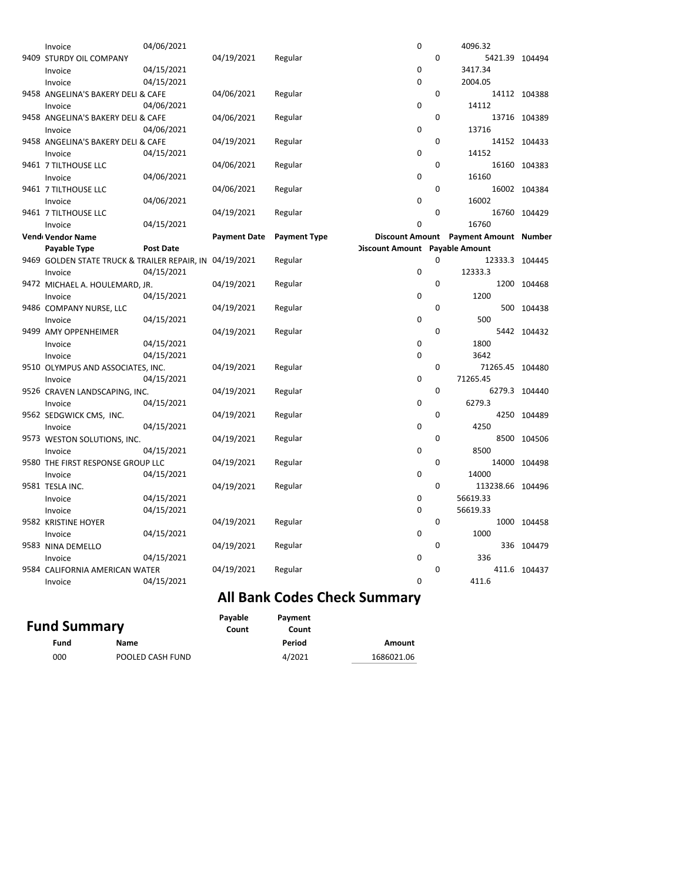| Vendor | Vendor Name | Payment Date | Payment Type | Discount Amount | Payment Amount | Number |
|---|---|---|---|---|---|---|
| | Payable Type / Post Date | | | Discount Amount | Payable Amount | |
| | Invoice 04/06/2021 | | | 0 | 4096.32 | |
| 9409 | STURDY OIL COMPANY | 04/19/2021 | Regular | 0 | 5421.39 | 104494 |
| | Invoice 04/15/2021 | | | 0 | 3417.34 | |
| | Invoice 04/15/2021 | | | 0 | 2004.05 | |
| 9458 | ANGELINA'S BAKERY DELI & CAFE | 04/06/2021 | Regular | 0 | 14112 | 104388 |
| | Invoice 04/06/2021 | | | 0 | 14112 | |
| 9458 | ANGELINA'S BAKERY DELI & CAFE | 04/06/2021 | Regular | 0 | 13716 | 104389 |
| | Invoice 04/06/2021 | | | 0 | 13716 | |
| 9458 | ANGELINA'S BAKERY DELI & CAFE | 04/19/2021 | Regular | 0 | 14152 | 104433 |
| | Invoice 04/15/2021 | | | 0 | 14152 | |
| 9461 | 7 TILTHOUSE LLC | 04/06/2021 | Regular | 0 | 16160 | 104383 |
| | Invoice 04/06/2021 | | | 0 | 16160 | |
| 9461 | 7 TILTHOUSE LLC | 04/06/2021 | Regular | 0 | 16002 | 104384 |
| | Invoice 04/06/2021 | | | 0 | 16002 | |
| 9461 | 7 TILTHOUSE LLC | 04/19/2021 | Regular | 0 | 16760 | 104429 |
| | Invoice 04/15/2021 | | | 0 | 16760 | |
| **Vendor** | **Vendor Name** | **Payment Date** | **Payment Type** | **Discount Amount** | **Payment Amount** | **Number** |
| | **Payable Type / Post Date** | | | **Discount Amount** | **Payable Amount** | |
| 9469 | GOLDEN STATE TRUCK & TRAILER REPAIR, IN | 04/19/2021 | Regular | 0 | 12333.3 | 104445 |
| | Invoice 04/15/2021 | | | 0 | 12333.3 | |
| 9472 | MICHAEL A. HOULEMARD, JR. | 04/19/2021 | Regular | 0 | 1200 | 104468 |
| | Invoice 04/15/2021 | | | 0 | 1200 | |
| 9486 | COMPANY NURSE, LLC | 04/19/2021 | Regular | 0 | 500 | 104438 |
| | Invoice 04/15/2021 | | | 0 | 500 | |
| 9499 | AMY OPPENHEIMER | 04/19/2021 | Regular | 0 | 5442 | 104432 |
| | Invoice 04/15/2021 | | | 0 | 1800 | |
| | Invoice 04/15/2021 | | | 0 | 3642 | |
| 9510 | OLYMPUS AND ASSOCIATES, INC. | 04/19/2021 | Regular | 0 | 71265.45 | 104480 |
| | Invoice 04/15/2021 | | | 0 | 71265.45 | |
| 9526 | CRAVEN LANDSCAPING, INC. | 04/19/2021 | Regular | 0 | 6279.3 | 104440 |
| | Invoice 04/15/2021 | | | 0 | 6279.3 | |
| 9562 | SEDGWICK CMS, INC. | 04/19/2021 | Regular | 0 | 4250 | 104489 |
| | Invoice 04/15/2021 | | | 0 | 4250 | |
| 9573 | WESTON SOLUTIONS, INC. | 04/19/2021 | Regular | 0 | 8500 | 104506 |
| | Invoice 04/15/2021 | | | 0 | 8500 | |
| 9580 | THE FIRST RESPONSE GROUP LLC | 04/19/2021 | Regular | 0 | 14000 | 104498 |
| | Invoice 04/15/2021 | | | 0 | 14000 | |
| 9581 | TESLA INC. | 04/19/2021 | Regular | 0 | 113238.66 | 104496 |
| | Invoice 04/15/2021 | | | 0 | 56619.33 | |
| | Invoice 04/15/2021 | | | 0 | 56619.33 | |
| 9582 | KRISTINE HOYER | 04/19/2021 | Regular | 0 | 1000 | 104458 |
| | Invoice 04/15/2021 | | | 0 | 1000 | |
| 9583 | NINA DEMELLO | 04/19/2021 | Regular | 0 | 336 | 104479 |
| | Invoice 04/15/2021 | | | 0 | 336 | |
| 9584 | CALIFORNIA AMERICAN WATER | 04/19/2021 | Regular | 0 | 411.6 | 104437 |
| | Invoice 04/15/2021 | | | 0 | 411.6 | |

## All Bank Codes Check Summary

## Fund Summary

| Fund | Name | Payable Count | Payment Count / Period | Amount |
|---|---|---|---|---|
| 000 | POOLED CASH FUND | | 4/2021 | 1686021.06 |